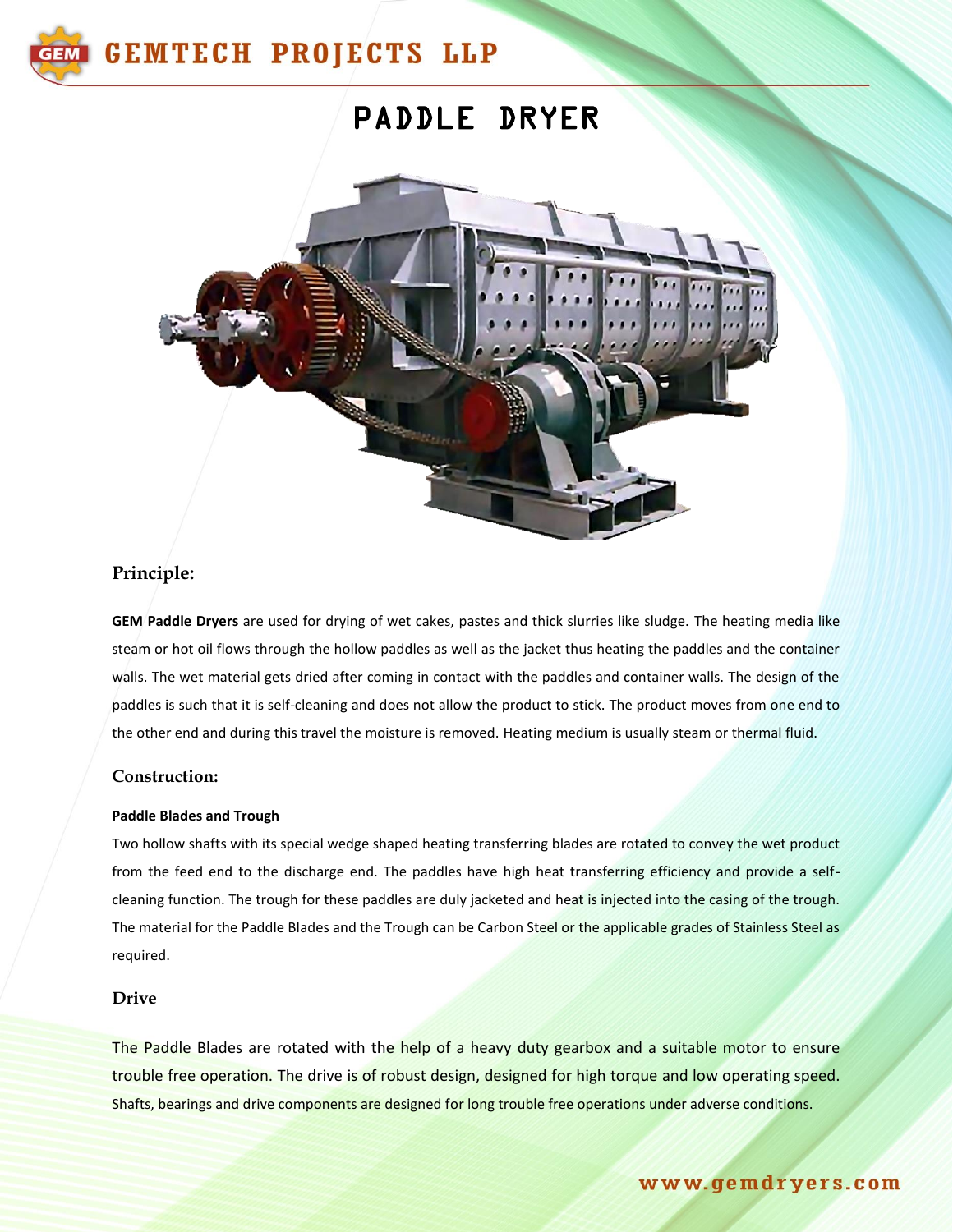# GEMTECH PROJECTS LLP

# PADDLE DRYER

## Principle:

**GEM Paddle Dryers** are used for drying of wet cakes, pastes and thick slurries like sludge. The heating media like steam or hot oil flows through the hollow paddles as well as the jacket thus heating the paddles and the container walls. The wet material gets dried after coming in contact with the paddles and container walls. The design of the paddles is such that it is self-cleaning and does not allow the product to stick. The product moves from one end to the other end and during this travel the moisture is removed. Heating medium is usually steam or thermal fluid.

## Construction:

### Paddle Blades and Trough

Two hollow shafts with its special wedge shaped heating transferring blades are rotated to convey the wet product from the feed end to the discharge end. The paddles have high heat transferring efficiency and provide a self-cleaning function. The trough for these paddles are duly jacketed and heat is injected into the casing of the trough. The material for the Paddle Blades and the Trough can be Carbon Steel or the applicable grades of Stainless Steel as required.

## Drive

The Paddle Blades are rotated with the help of a heavy duty gearbox and a suitable motor to ensure trouble free operation. The drive is of robust design, designed for high torque and low operating speed. Shafts, bearings and drive components are designed for long trouble free operations under adverse conditions.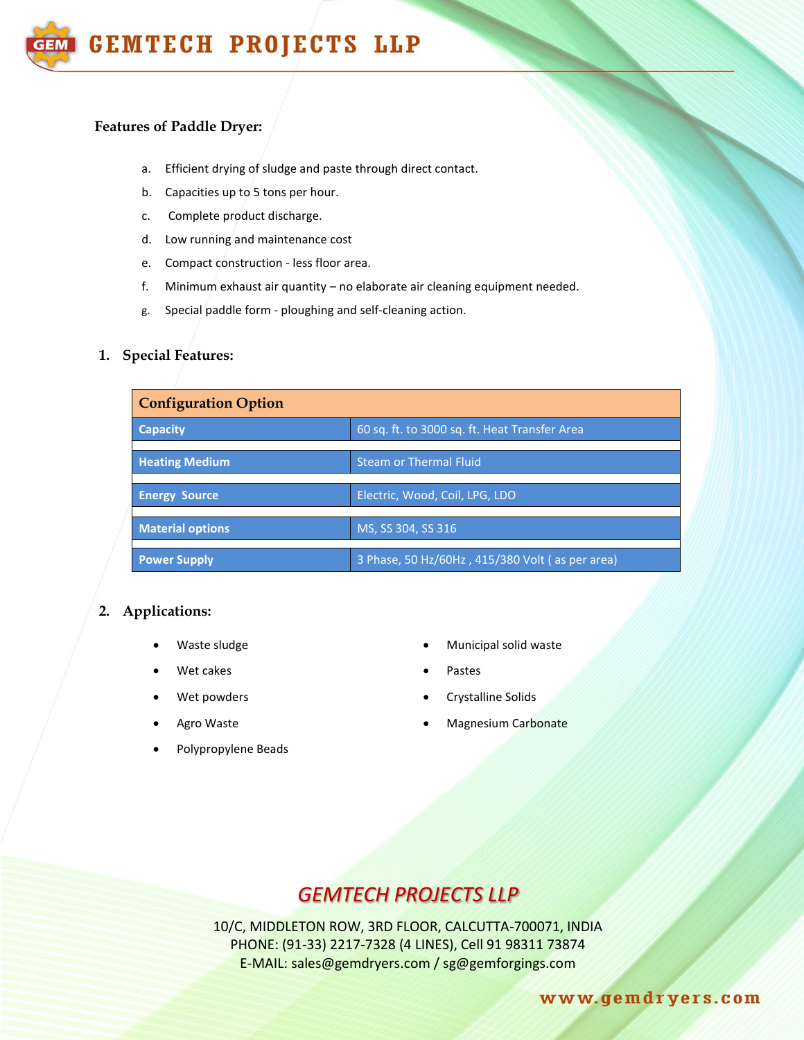### Features of Paddle Dryer:

a. Efficient drying of sludge and paste through direct contact.

b. Capacities up to 5 tons per hour.

c. Complete product discharge.

d. Low running and maintenance cost

e. Compact construction - less floor area.

f. Minimum exhaust air quantity – no elaborate air cleaning equipment needed.

g. Special paddle form - ploughing and self-cleaning action.

### 1. Special Features:

| Configuration Option | |
|---|---|
| **Capacity** | 60 sq. ft. to 3000 sq. ft. Heat Transfer Area |
| **Heating Medium** | Steam or Thermal Fluid |
| **Energy Source** | Electric, Wood, Coil, LPG, LDO |
| **Material options** | MS, SS 304, SS 316 |
| **Power Supply** | 3 Phase, 50 Hz/60Hz , 415/380 Volt ( as per area) |

### 2. Applications:

- Waste sludge
- Wet cakes
- Wet powders
- Agro Waste
- Polypropylene Beads
- Municipal solid waste
- Pastes
- Crystalline Solids
- Magnesium Carbonate

*GEMTECH PROJECTS LLP*

10/C, MIDDLETON ROW, 3RD FLOOR, CALCUTTA-700071, INDIA
PHONE: (91-33) 2217-7328 (4 LINES), Cell 91 98311 73874
E-MAIL: sales@gemdryers.com / sg@gemforgings.com

www.gemdryers.com